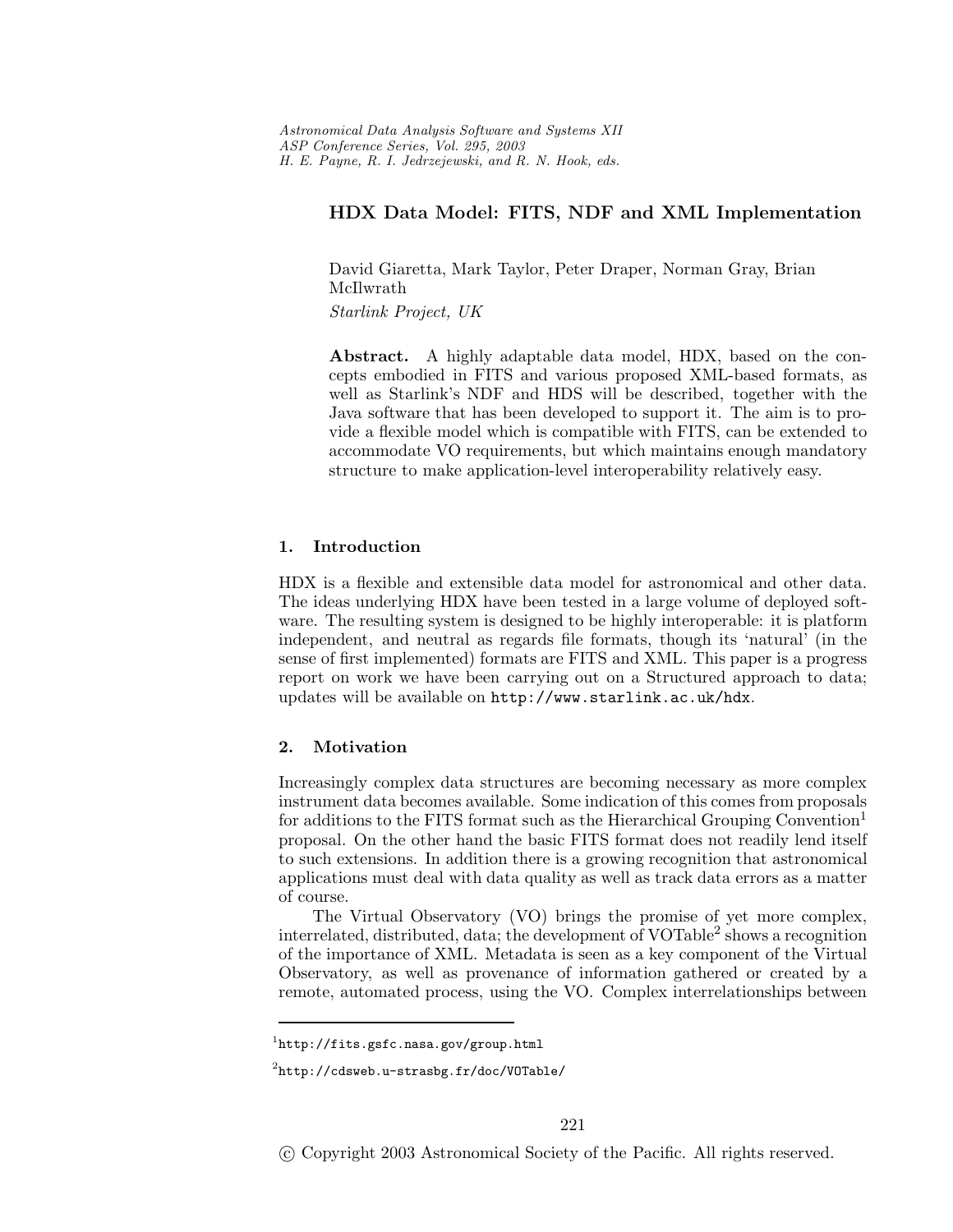# HDX Data Model: FITS, NDF and XML Implementation

David Giaretta, Mark Taylor, Peter Draper, Norman Gray, Brian McIlwrath

*Starlink Project, UK*

**Abstract.** A highly adaptable data model, HDX, based on the concepts embodied in FITS and various proposed XML-based formats, as well as Starlink's NDF and HDS will be described, together with the Java software that has been developed to support it. The aim is to provide a flexible model which is compatible with FITS, can be extended to accommodate VO requirements, but which maintains enough mandatory structure to make application-level interoperability relatively easy.

## 1. Introduction

HDX is a flexible and extensible data model for astronomical and other data. The ideas underlying HDX have been tested in a large volume of deployed software. The resulting system is designed to be highly interoperable: it is platform independent, and neutral as regards file formats, though its 'natural' (in the sense of first implemented) formats are FITS and XML. This paper is a progress report on work we have been carrying out on a Structured approach to data; updates will be available on `http://www.starlink.ac.uk/hdx`.

## 2. Motivation

Increasingly complex data structures are becoming necessary as more complex instrument data becomes available. Some indication of this comes from proposals for additions to the FITS format such as the Hierarchical Grouping Convention[1] proposal. On the other hand the basic FITS format does not readily lend itself to such extensions. In addition there is a growing recognition that astronomical applications must deal with data quality as well as track data errors as a matter of course.

The Virtual Observatory (VO) brings the promise of yet more complex, interrelated, distributed, data; the development of VOTable[2] shows a recognition of the importance of XML. Metadata is seen as a key component of the Virtual Observatory, as well as provenance of information gathered or created by a remote, automated process, using the VO. Complex interrelationships between

[1] `http://fits.gsfc.nasa.gov/group.html`

[2] `http://cdsweb.u-strasbg.fr/doc/VOTable/`

© Copyright 2003 Astronomical Society of the Pacific. All rights reserved.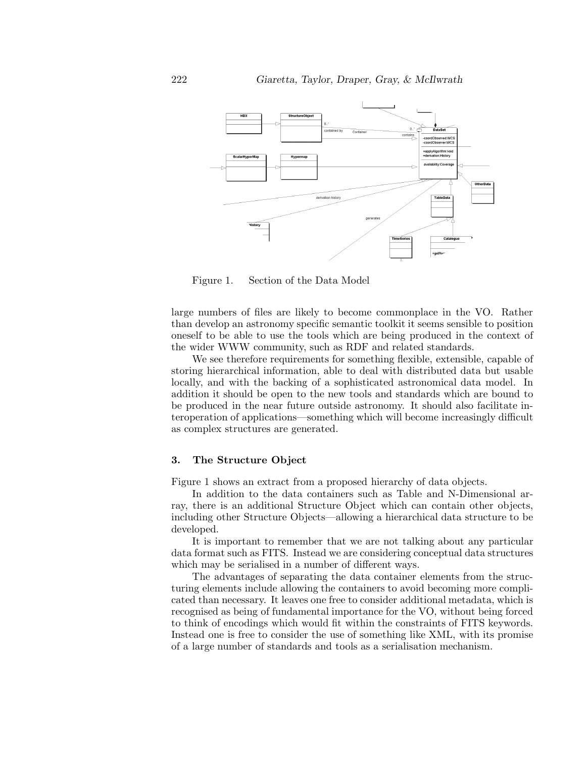Figure 1. Section of the Data Model

large numbers of files are likely to become commonplace in the VO. Rather than develop an astronomy specific semantic toolkit it seems sensible to position oneself to be able to use the tools which are being produced in the context of the wider WWW community, such as RDF and related standards.

We see therefore requirements for something flexible, extensible, capable of storing hierarchical information, able to deal with distributed data but usable locally, and with the backing of a sophisticated astronomical data model. In addition it should be open to the new tools and standards which are bound to be produced in the near future outside astronomy. It should also facilitate interoperation of applications—something which will become increasingly difficult as complex structures are generated.

## 3. The Structure Object

Figure 1 shows an extract from a proposed hierarchy of data objects.

In addition to the data containers such as Table and N-Dimensional array, there is an additional Structure Object which can contain other objects, including other Structure Objects—allowing a hierarchical data structure to be developed.

It is important to remember that we are not talking about any particular data format such as FITS. Instead we are considering conceptual data structures which may be serialised in a number of different ways.

The advantages of separating the data container elements from the structuring elements include allowing the containers to avoid becoming more complicated than necessary. It leaves one free to consider additional metadata, which is recognised as being of fundamental importance for the VO, without being forced to think of encodings which would fit within the constraints of FITS keywords. Instead one is free to consider the use of something like XML, with its promise of a large number of standards and tools as a serialisation mechanism.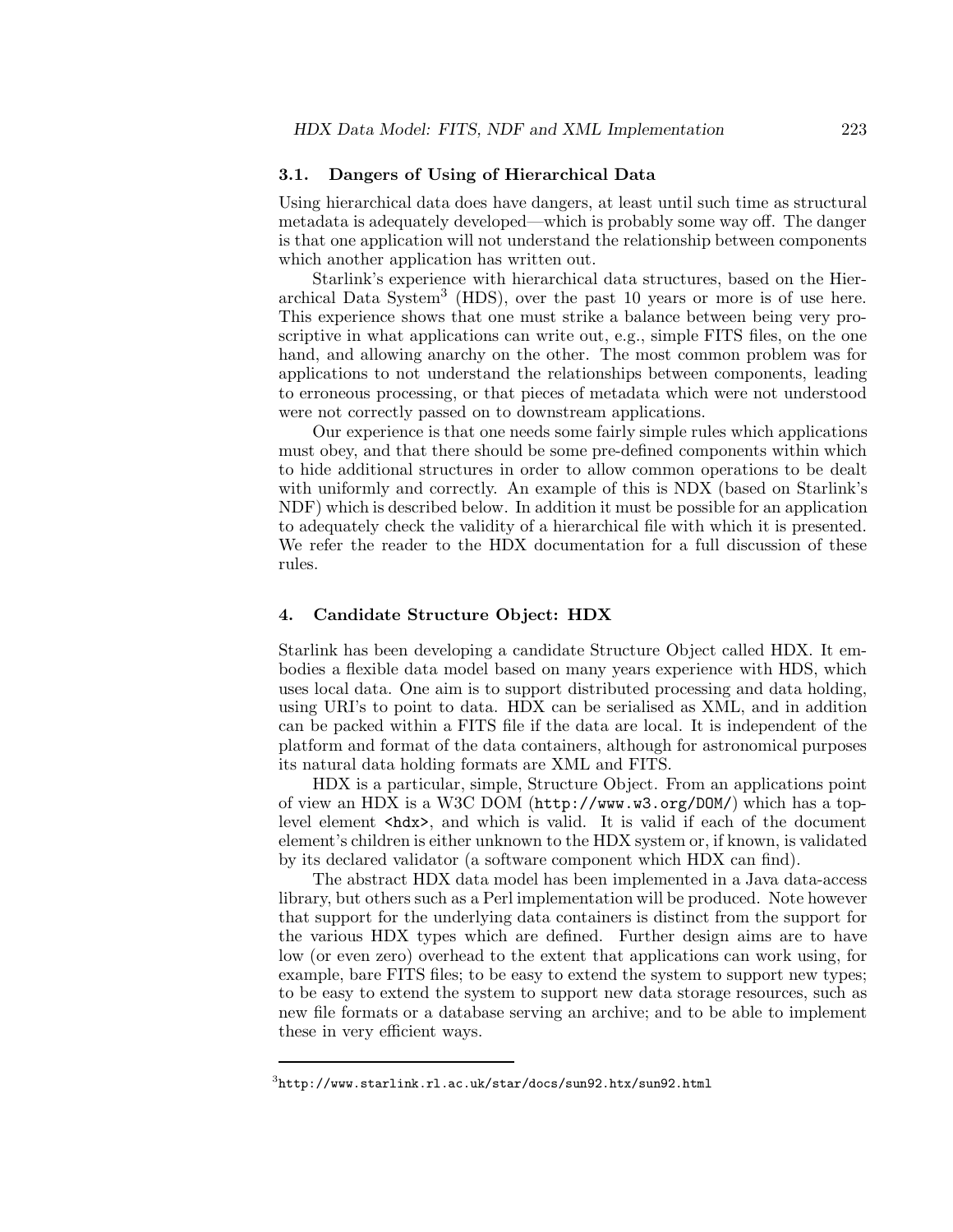### 3.1. Dangers of Using of Hierarchical Data

Using hierarchical data does have dangers, at least until such time as structural metadata is adequately developed—which is probably some way off. The danger is that one application will not understand the relationship between components which another application has written out.

Starlink's experience with hierarchical data structures, based on the Hierarchical Data System[3] (HDS), over the past 10 years or more is of use here. This experience shows that one must strike a balance between being very proscriptive in what applications can write out, e.g., simple FITS files, on the one hand, and allowing anarchy on the other. The most common problem was for applications to not understand the relationships between components, leading to erroneous processing, or that pieces of metadata which were not understood were not correctly passed on to downstream applications.

Our experience is that one needs some fairly simple rules which applications must obey, and that there should be some pre-defined components within which to hide additional structures in order to allow common operations to be dealt with uniformly and correctly. An example of this is NDX (based on Starlink's NDF) which is described below. In addition it must be possible for an application to adequately check the validity of a hierarchical file with which it is presented. We refer the reader to the HDX documentation for a full discussion of these rules.

## 4. Candidate Structure Object: HDX

Starlink has been developing a candidate Structure Object called HDX. It embodies a flexible data model based on many years experience with HDS, which uses local data. One aim is to support distributed processing and data holding, using URI's to point to data. HDX can be serialised as XML, and in addition can be packed within a FITS file if the data are local. It is independent of the platform and format of the data containers, although for astronomical purposes its natural data holding formats are XML and FITS.

HDX is a particular, simple, Structure Object. From an applications point of view an HDX is a W3C DOM (`http://www.w3.org/DOM/`) which has a top-level element `<hdx>`, and which is valid. It is valid if each of the document element's children is either unknown to the HDX system or, if known, is validated by its declared validator (a software component which HDX can find).

The abstract HDX data model has been implemented in a Java data-access library, but others such as a Perl implementation will be produced. Note however that support for the underlying data containers is distinct from the support for the various HDX types which are defined. Further design aims are to have low (or even zero) overhead to the extent that applications can work using, for example, bare FITS files; to be easy to extend the system to support new types; to be easy to extend the system to support new data storage resources, such as new file formats or a database serving an archive; and to be able to implement these in very efficient ways.

---

[3] `http://www.starlink.rl.ac.uk/star/docs/sun92.htx/sun92.html`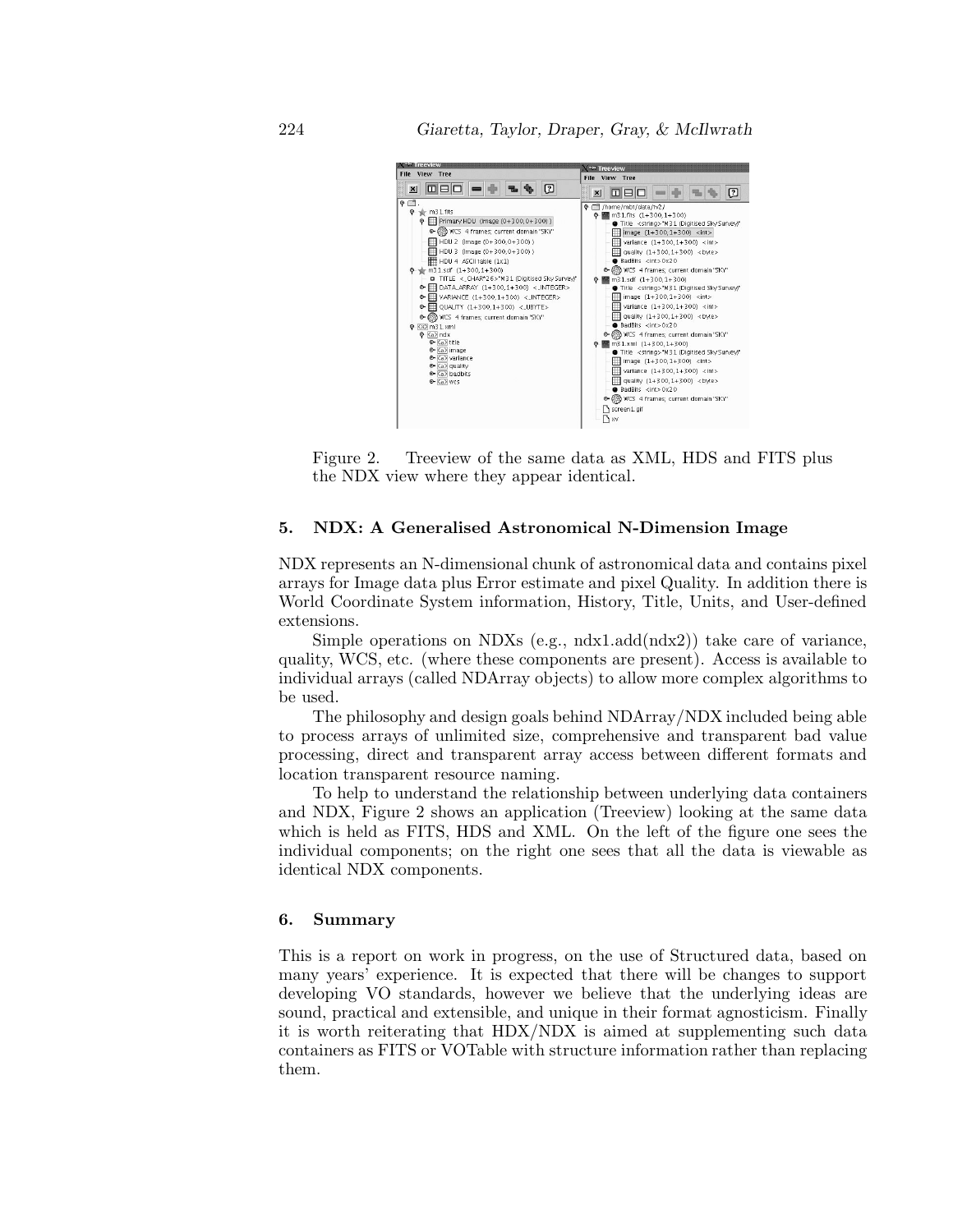Figure 2. Treeview of the same data as XML, HDS and FITS plus the NDX view where they appear identical.

## 5. NDX: A Generalised Astronomical N-Dimension Image

NDX represents an N-dimensional chunk of astronomical data and contains pixel arrays for Image data plus Error estimate and pixel Quality. In addition there is World Coordinate System information, History, Title, Units, and User-defined extensions.

Simple operations on NDXs (e.g., ndx1.add(ndx2)) take care of variance, quality, WCS, etc. (where these components are present). Access is available to individual arrays (called NDArray objects) to allow more complex algorithms to be used.

The philosophy and design goals behind NDArray/NDX included being able to process arrays of unlimited size, comprehensive and transparent bad value processing, direct and transparent array access between different formats and location transparent resource naming.

To help to understand the relationship between underlying data containers and NDX, Figure 2 shows an application (Treeview) looking at the same data which is held as FITS, HDS and XML. On the left of the figure one sees the individual components; on the right one sees that all the data is viewable as identical NDX components.

## 6. Summary

This is a report on work in progress, on the use of Structured data, based on many years' experience. It is expected that there will be changes to support developing VO standards, however we believe that the underlying ideas are sound, practical and extensible, and unique in their format agnosticism. Finally it is worth reiterating that HDX/NDX is aimed at supplementing such data containers as FITS or VOTable with structure information rather than replacing them.